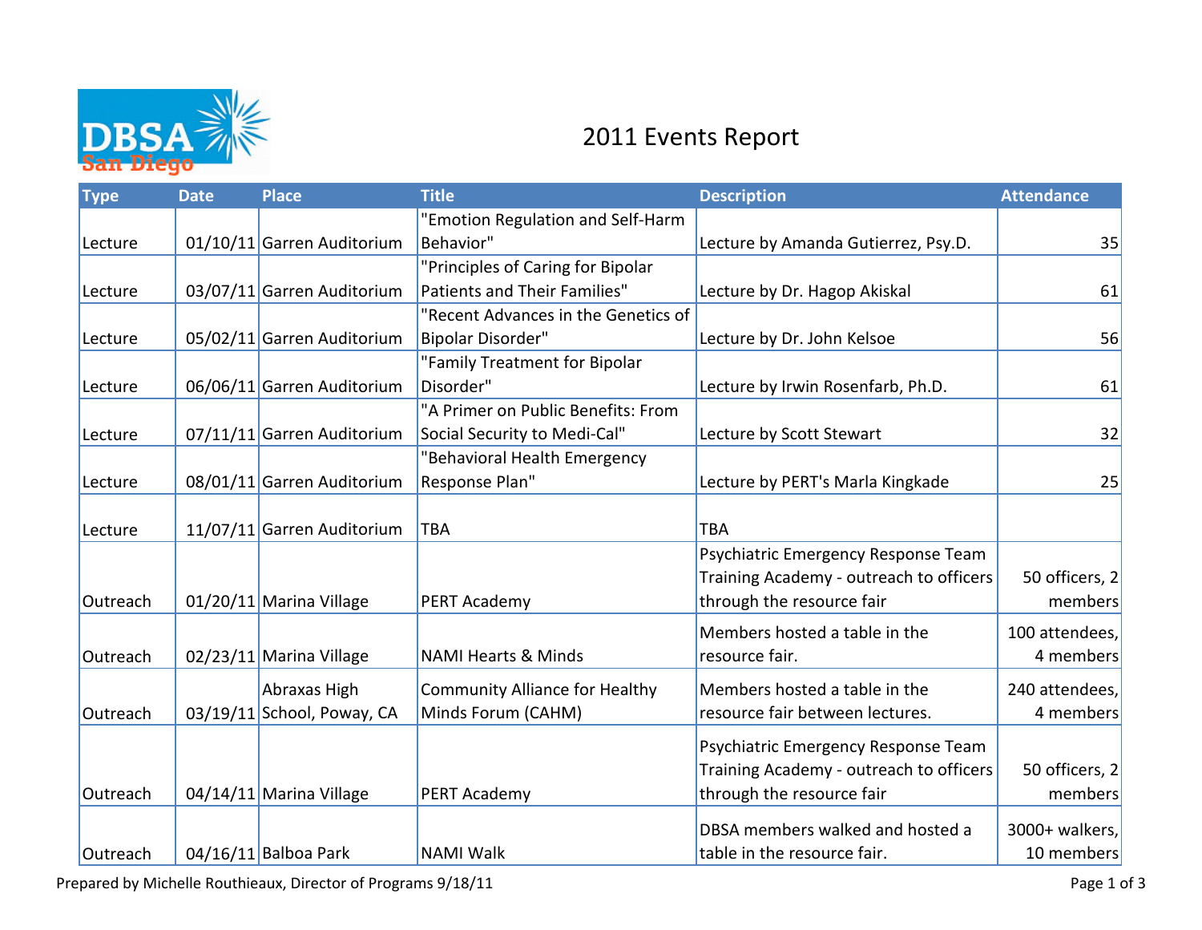DBSA San Diego

# 2011 Events Report

| Type | Date | Place | Title | Description | Attendance |
|---|---|---|---|---|---|
| Lecture | 01/10/11 | Garren Auditorium | "Emotion Regulation and Self-Harm Behavior" | Lecture by Amanda Gutierrez, Psy.D. | 35 |
| Lecture | 03/07/11 | Garren Auditorium | "Principles of Caring for Bipolar Patients and Their Families" | Lecture by Dr. Hagop Akiskal | 61 |
| Lecture | 05/02/11 | Garren Auditorium | "Recent Advances in the Genetics of Bipolar Disorder" | Lecture by Dr. John Kelsoe | 56 |
| Lecture | 06/06/11 | Garren Auditorium | "Family Treatment for Bipolar Disorder" | Lecture by Irwin Rosenfarb, Ph.D. | 61 |
| Lecture | 07/11/11 | Garren Auditorium | "A Primer on Public Benefits: From Social Security to Medi-Cal" | Lecture by Scott Stewart | 32 |
| Lecture | 08/01/11 | Garren Auditorium | "Behavioral Health Emergency Response Plan" | Lecture by PERT's Marla Kingkade | 25 |
| Lecture | 11/07/11 | Garren Auditorium | TBA | TBA | |
| Outreach | 01/20/11 | Marina Village | PERT Academy | Psychiatric Emergency Response Team Training Academy - outreach to officers through the resource fair | 50 officers, 2 members |
| Outreach | 02/23/11 | Marina Village | NAMI Hearts & Minds | Members hosted a table in the resource fair. | 100 attendees, 4 members |
| Outreach | 03/19/11 | Abraxas High School, Poway, CA | Community Alliance for Healthy Minds Forum (CAHM) | Members hosted a table in the resource fair between lectures. | 240 attendees, 4 members |
| Outreach | 04/14/11 | Marina Village | PERT Academy | Psychiatric Emergency Response Team Training Academy - outreach to officers through the resource fair | 50 officers, 2 members |
| Outreach | 04/16/11 | Balboa Park | NAMI Walk | DBSA members walked and hosted a table in the resource fair. | 3000+ walkers, 10 members |

Prepared by Michelle Routhieaux, Director of Programs 9/18/11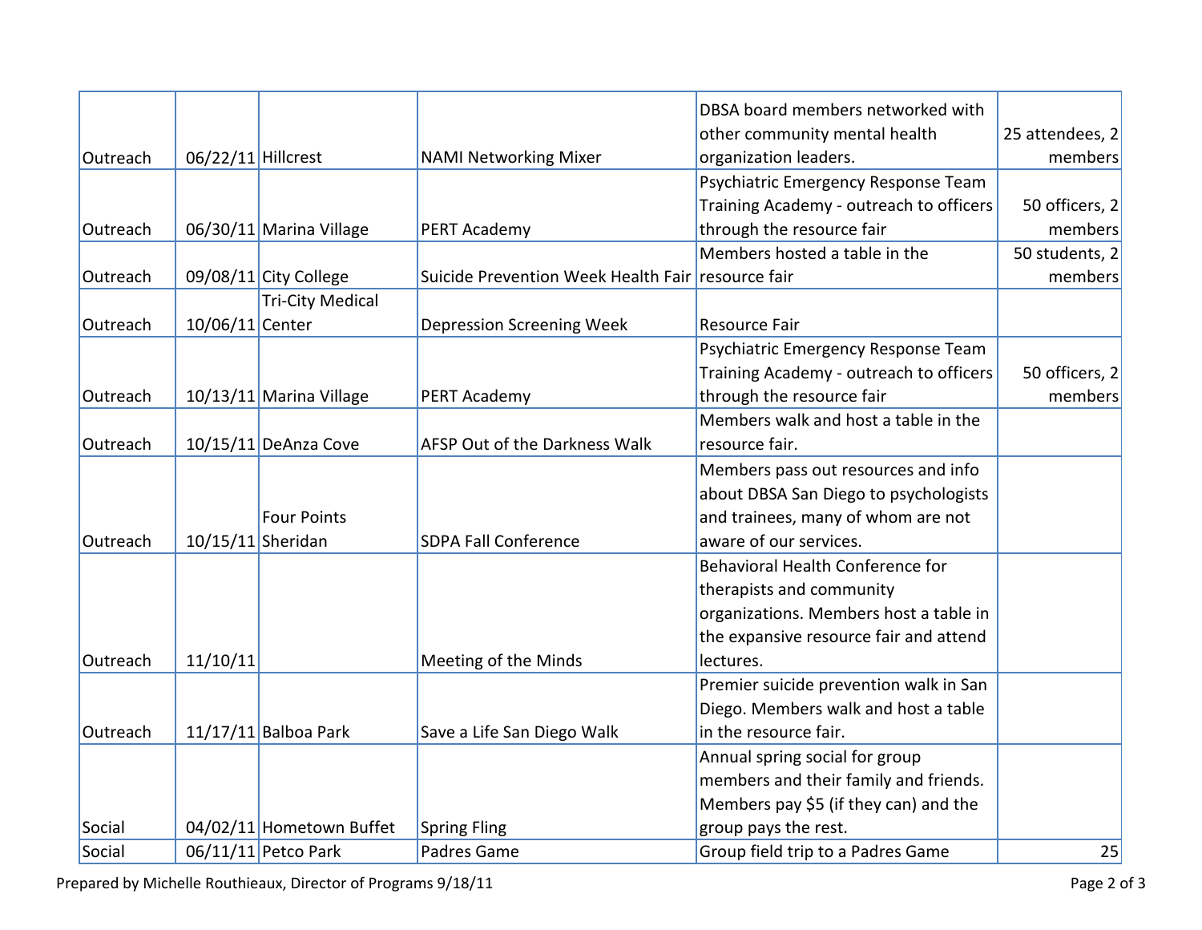| | | | | | |
|---|---|---|---|---|---|
| Outreach | 06/22/11 | Hillcrest | NAMI Networking Mixer | DBSA board members networked with other community mental health organization leaders. | 25 attendees, 2 members |
| Outreach | 06/30/11 | Marina Village | PERT Academy | Psychiatric Emergency Response Team Training Academy - outreach to officers through the resource fair | 50 officers, 2 members |
| Outreach | 09/08/11 | City College | Suicide Prevention Week Health Fair | Members hosted a table in the resource fair | 50 students, 2 members |
| Outreach | 10/06/11 | Tri-City Medical Center | Depression Screening Week | Resource Fair | |
| Outreach | 10/13/11 | Marina Village | PERT Academy | Psychiatric Emergency Response Team Training Academy - outreach to officers through the resource fair | 50 officers, 2 members |
| Outreach | 10/15/11 | DeAnza Cove | AFSP Out of the Darkness Walk | Members walk and host a table in the resource fair. | |
| Outreach | 10/15/11 | Four Points Sheridan | SDPA Fall Conference | Members pass out resources and info about DBSA San Diego to psychologists and trainees, many of whom are not aware of our services. | |
| Outreach | 11/10/11 | | Meeting of the Minds | Behavioral Health Conference for therapists and community organizations. Members host a table in the expansive resource fair and attend lectures. | |
| Outreach | 11/17/11 | Balboa Park | Save a Life San Diego Walk | Premier suicide prevention walk in San Diego. Members walk and host a table in the resource fair. | |
| Social | 04/02/11 | Hometown Buffet | Spring Fling | Annual spring social for group members and their family and friends. Members pay $5 (if they can) and the group pays the rest. | |
| Social | 06/11/11 | Petco Park | Padres Game | Group field trip to a Padres Game | 25 |

Prepared by Michelle Routhieaux, Director of Programs 9/18/11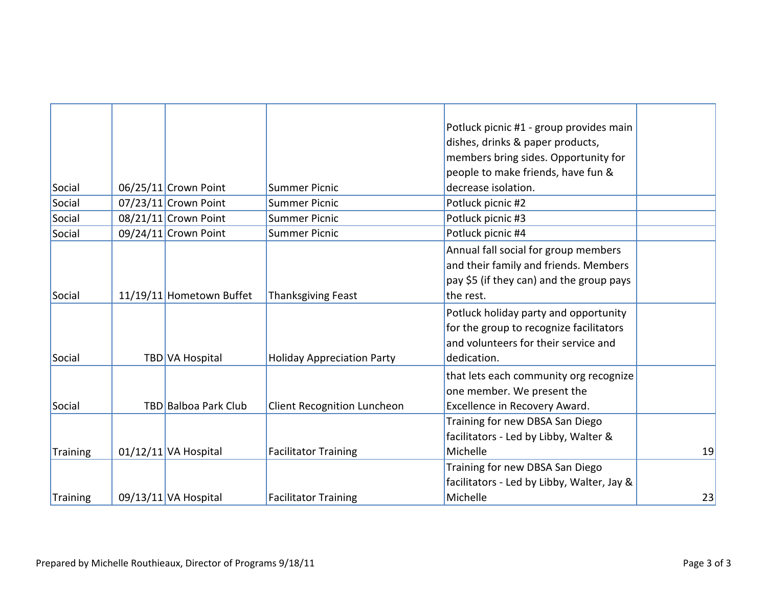| | | | | | |
|---|---|---|---|---|---|
| Social | 06/25/11 | Crown Point | Summer Picnic | Potluck picnic #1 - group provides main dishes, drinks & paper products, members bring sides. Opportunity for people to make friends, have fun & decrease isolation. | |
| Social | 07/23/11 | Crown Point | Summer Picnic | Potluck picnic #2 | |
| Social | 08/21/11 | Crown Point | Summer Picnic | Potluck picnic #3 | |
| Social | 09/24/11 | Crown Point | Summer Picnic | Potluck picnic #4 | |
| Social | 11/19/11 | Hometown Buffet | Thanksgiving Feast | Annual fall social for group members and their family and friends. Members pay $5 (if they can) and the group pays the rest. | |
| Social | TBD | VA Hospital | Holiday Appreciation Party | Potluck holiday party and opportunity for the group to recognize facilitators and volunteers for their service and dedication. | |
| Social | TBD | Balboa Park Club | Client Recognition Luncheon | that lets each community org recognize one member. We present the Excellence in Recovery Award. | |
| Training | 01/12/11 | VA Hospital | Facilitator Training | Training for new DBSA San Diego facilitators - Led by Libby, Walter & Michelle | 19 |
| Training | 09/13/11 | VA Hospital | Facilitator Training | Training for new DBSA San Diego facilitators - Led by Libby, Walter, Jay & Michelle | 23 |

Prepared by Michelle Routhieaux, Director of Programs 9/18/11